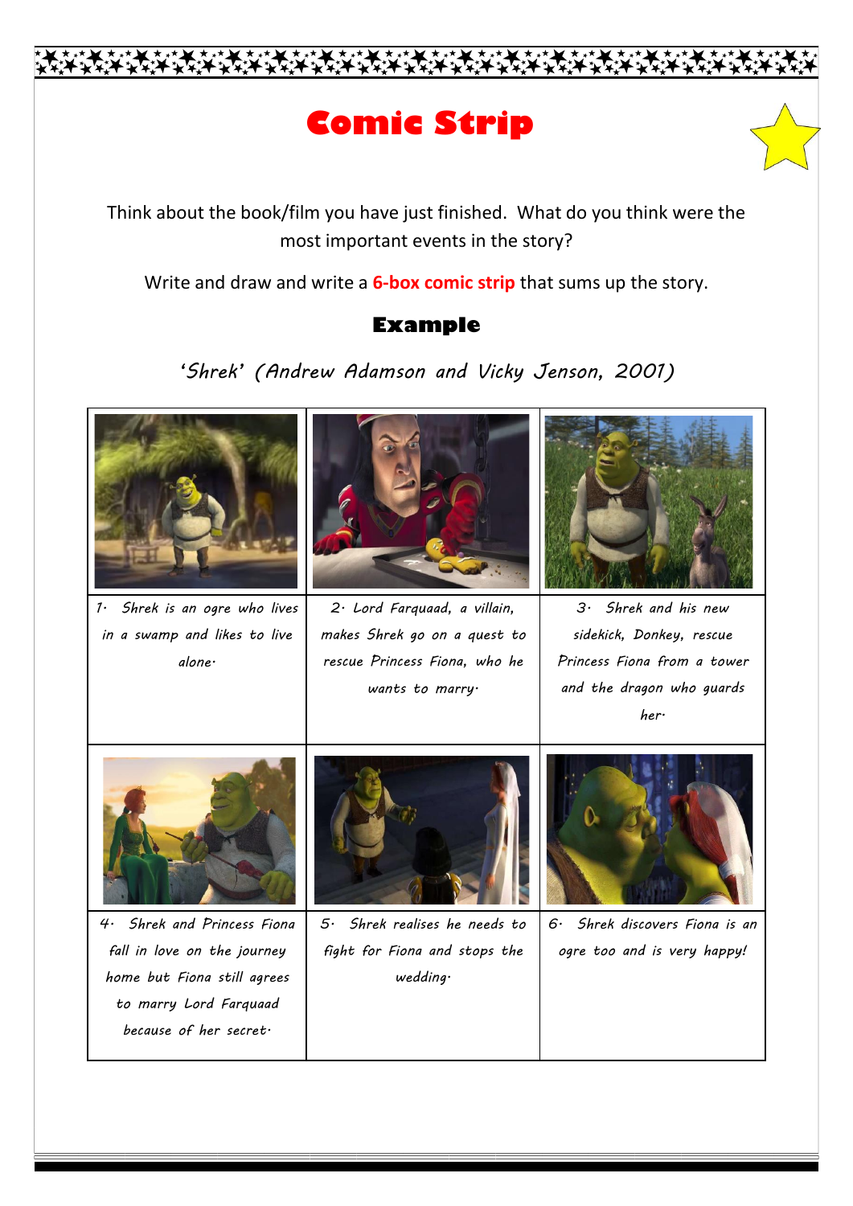# Comic Strip

Think about the book/film you have just finished. What do you think were the most important events in the story?

Write and draw and write a **6-box comic strip** that sums up the story.

## Example

*'Shrek' (Andrew Adamson and Vicky Jenson, 2001)*

| | | |
|---|---|---|
| *1. Shrek is an ogre who lives in a swamp and likes to live alone.* | *2. Lord Farquaad, a villain, makes Shrek go on a quest to rescue Princess Fiona, who he wants to marry.* | *3. Shrek and his new sidekick, Donkey, rescue Princess Fiona from a tower and the dragon who guards her.* |
| *4. Shrek and Princess Fiona fall in love on the journey home but Fiona still agrees to marry Lord Farquaad because of her secret.* | *5. Shrek realises he needs to fight for Fiona and stops the wedding.* | *6. Shrek discovers Fiona is an ogre too and is very happy!* |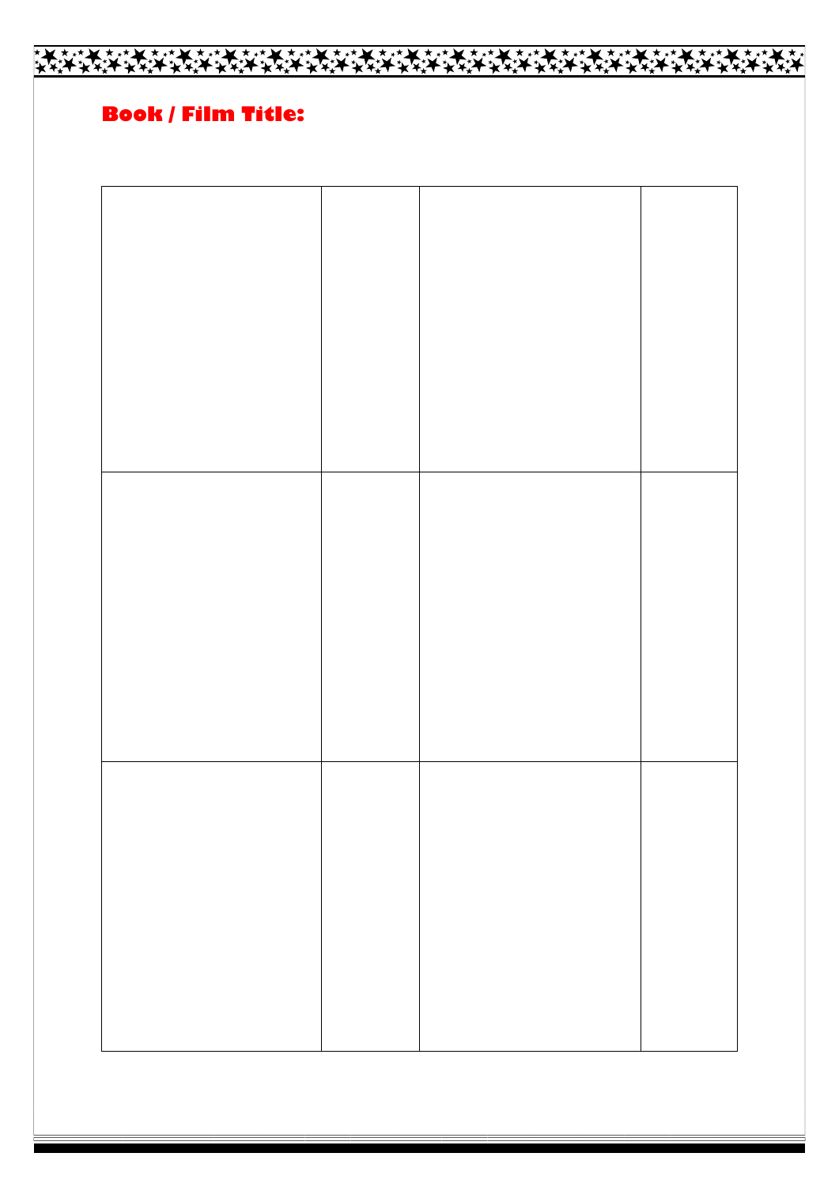## Book / Film Title:

| | | | |
|---|---|---|---|
| | | | |
| | | | |
| | | | |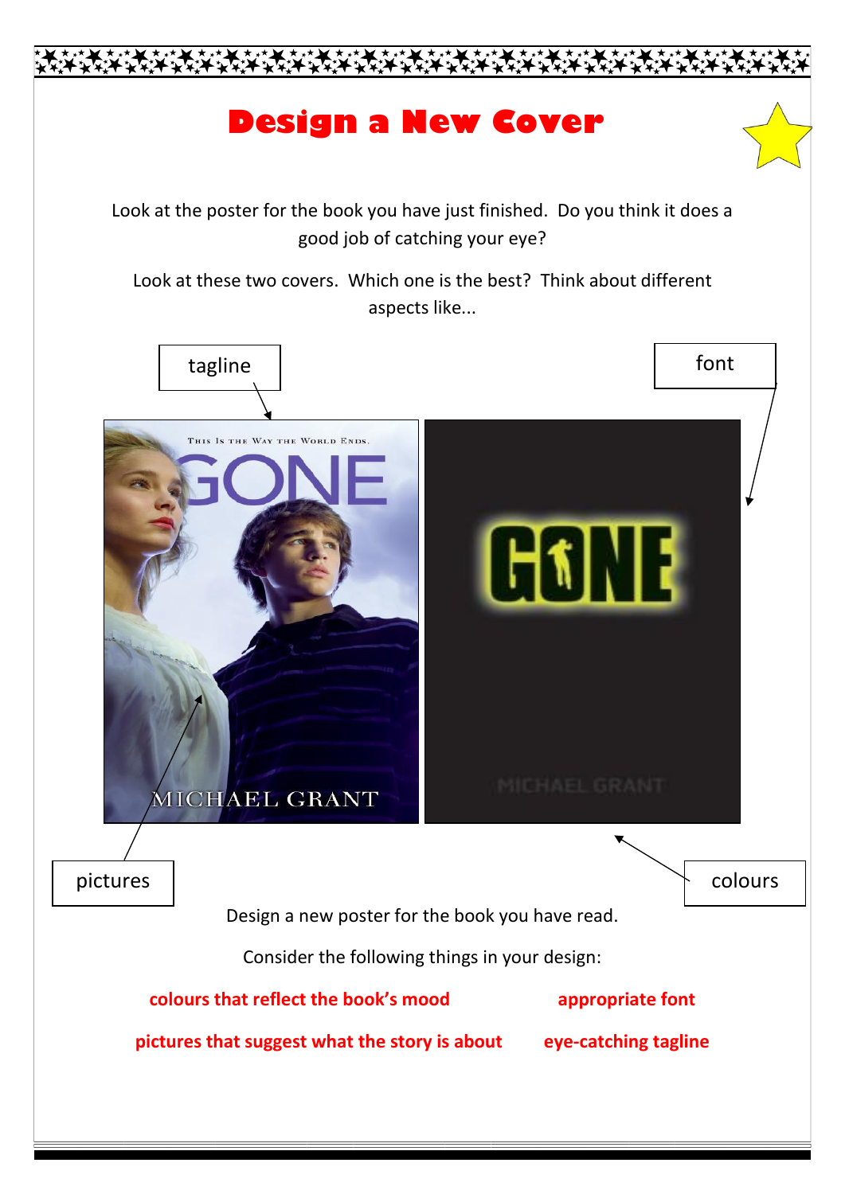# Design a New Cover

Look at the poster for the book you have just finished. Do you think it does a good job of catching your eye?

Look at these two covers. Which one is the best? Think about different aspects like...

tagline

font

THIS IS THE WAY THE WORLD ENDS.

GONE

MICHAEL GRANT

GONE

MICHAEL GRANT

pictures

colours

Design a new poster for the book you have read.

Consider the following things in your design:

**colours that reflect the book's mood**

**appropriate font**

**pictures that suggest what the story is about**

**eye-catching tagline**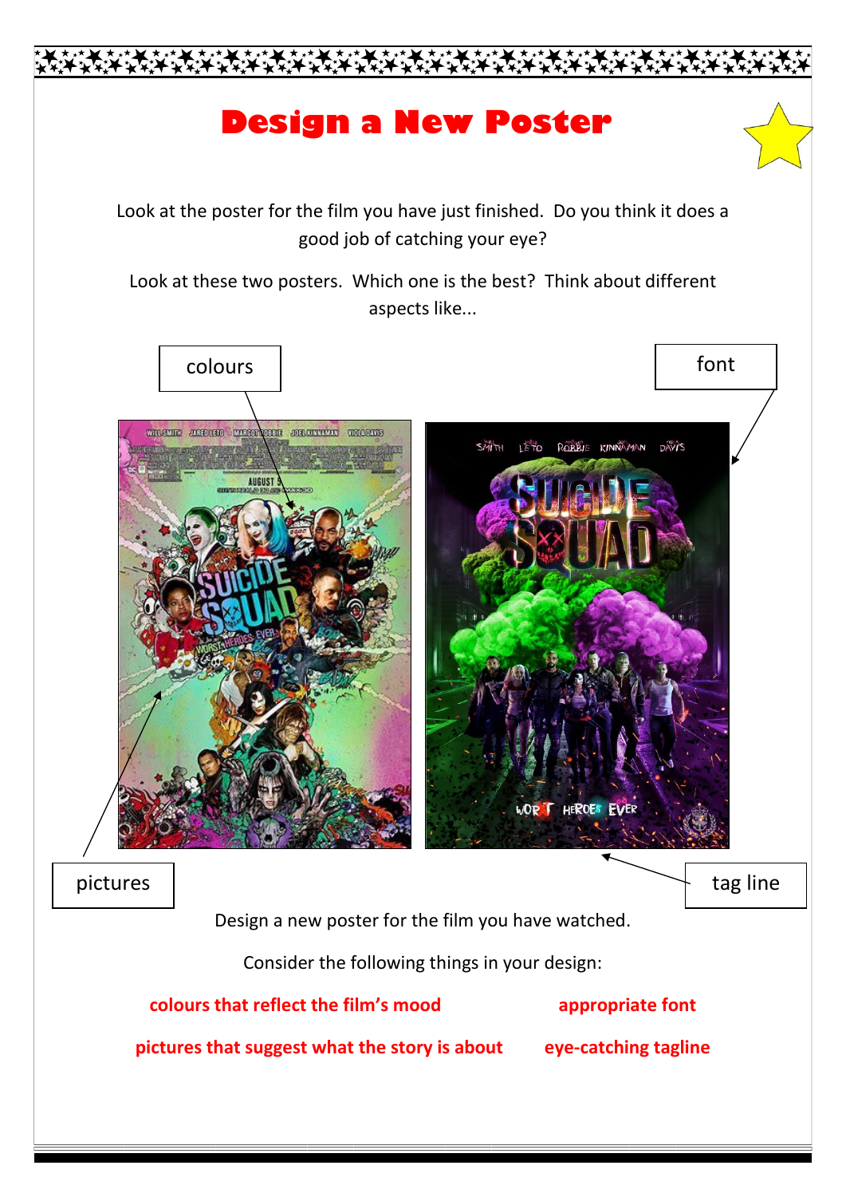# Design a New Poster

Look at the poster for the film you have just finished. Do you think it does a good job of catching your eye?

Look at these two posters. Which one is the best? Think about different aspects like...

colours

font

pictures

tag line

Design a new poster for the film you have watched.

Consider the following things in your design:

**colours that reflect the film's mood**

**appropriate font**

**pictures that suggest what the story is about**

**eye-catching tagline**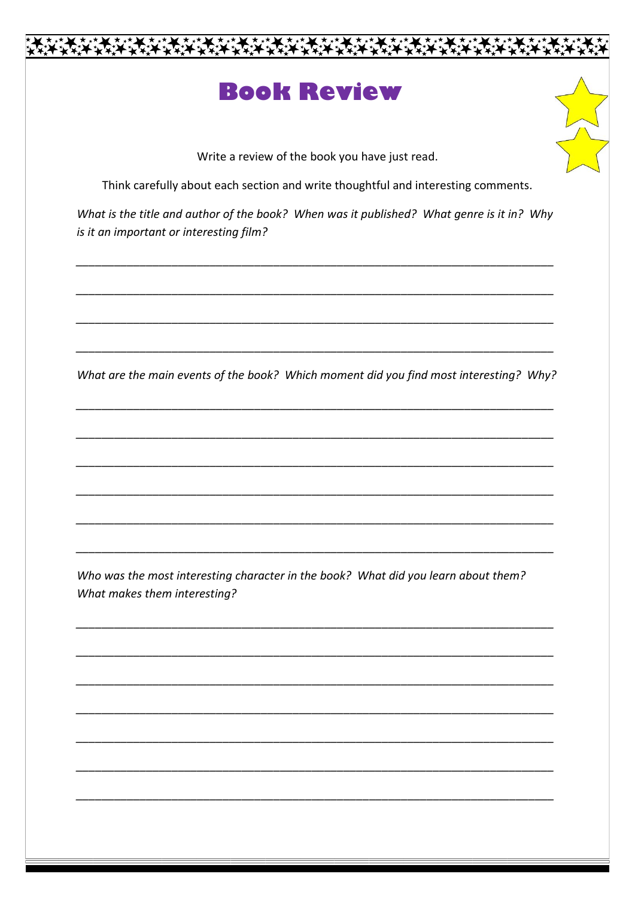# Book Review

Write a review of the book you have just read.

Think carefully about each section and write thoughtful and interesting comments.

*What is the title and author of the book? When was it published? What genre is it in? Why is it an important or interesting film?*

___________________________________________________________________________

___________________________________________________________________________

___________________________________________________________________________

___________________________________________________________________________

*What are the main events of the book? Which moment did you find most interesting? Why?*

___________________________________________________________________________

___________________________________________________________________________

___________________________________________________________________________

___________________________________________________________________________

___________________________________________________________________________

___________________________________________________________________________

*Who was the most interesting character in the book? What did you learn about them? What makes them interesting?*

___________________________________________________________________________

___________________________________________________________________________

___________________________________________________________________________

___________________________________________________________________________

___________________________________________________________________________

___________________________________________________________________________

___________________________________________________________________________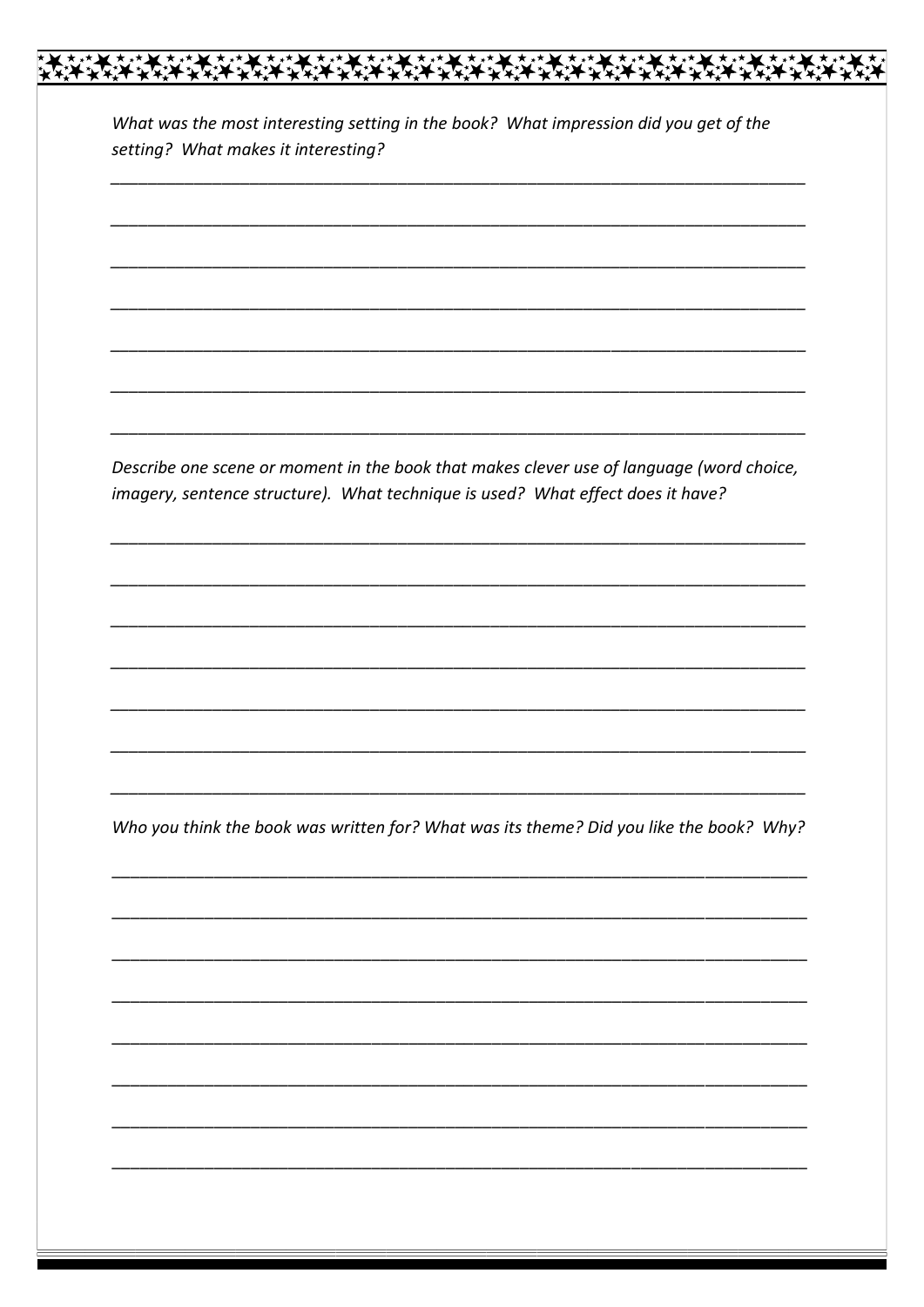*What was the most interesting setting in the book? What impression did you get of the setting? What makes it interesting?*

_____________________________________________________________________________

_____________________________________________________________________________

_____________________________________________________________________________

_____________________________________________________________________________

_____________________________________________________________________________

_____________________________________________________________________________

_____________________________________________________________________________

*Describe one scene or moment in the book that makes clever use of language (word choice, imagery, sentence structure). What technique is used? What effect does it have?*

_____________________________________________________________________________

_____________________________________________________________________________

_____________________________________________________________________________

_____________________________________________________________________________

_____________________________________________________________________________

_____________________________________________________________________________

_____________________________________________________________________________

*Who you think the book was written for? What was its theme? Did you like the book? Why?*

_____________________________________________________________________________

_____________________________________________________________________________

_____________________________________________________________________________

_____________________________________________________________________________

_____________________________________________________________________________

_____________________________________________________________________________

_____________________________________________________________________________

_____________________________________________________________________________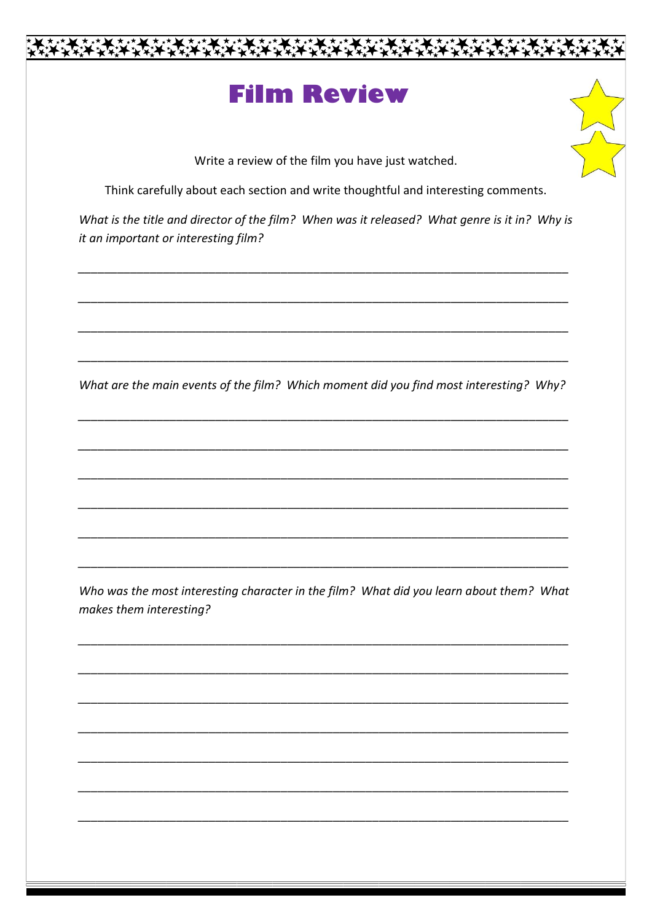# Film Review

Write a review of the film you have just watched.

Think carefully about each section and write thoughtful and interesting comments.

*What is the title and director of the film? When was it released? What genre is it in? Why is it an important or interesting film?*

___________________________________________________________________________

___________________________________________________________________________

___________________________________________________________________________

___________________________________________________________________________

*What are the main events of the film? Which moment did you find most interesting? Why?*

___________________________________________________________________________

___________________________________________________________________________

___________________________________________________________________________

___________________________________________________________________________

___________________________________________________________________________

___________________________________________________________________________

*Who was the most interesting character in the film? What did you learn about them? What makes them interesting?*

___________________________________________________________________________

___________________________________________________________________________

___________________________________________________________________________

___________________________________________________________________________

___________________________________________________________________________

___________________________________________________________________________

___________________________________________________________________________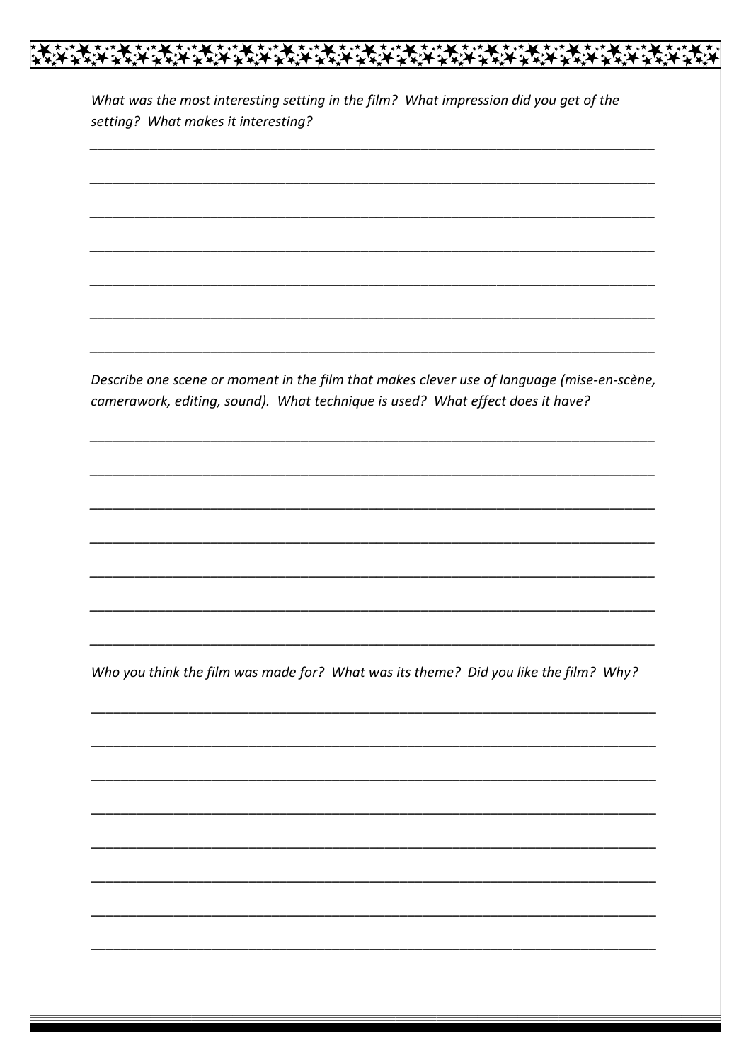*What was the most interesting setting in the film? What impression did you get of the setting? What makes it interesting?*

_______________________________________________________________________________

_______________________________________________________________________________

_______________________________________________________________________________

_______________________________________________________________________________

_______________________________________________________________________________

_______________________________________________________________________________

_______________________________________________________________________________

*Describe one scene or moment in the film that makes clever use of language (mise-en-scène, camerawork, editing, sound). What technique is used? What effect does it have?*

_______________________________________________________________________________

_______________________________________________________________________________

_______________________________________________________________________________

_______________________________________________________________________________

_______________________________________________________________________________

_______________________________________________________________________________

_______________________________________________________________________________

*Who you think the film was made for? What was its theme? Did you like the film? Why?*

_______________________________________________________________________________

_______________________________________________________________________________

_______________________________________________________________________________

_______________________________________________________________________________

_______________________________________________________________________________

_______________________________________________________________________________

_______________________________________________________________________________

_______________________________________________________________________________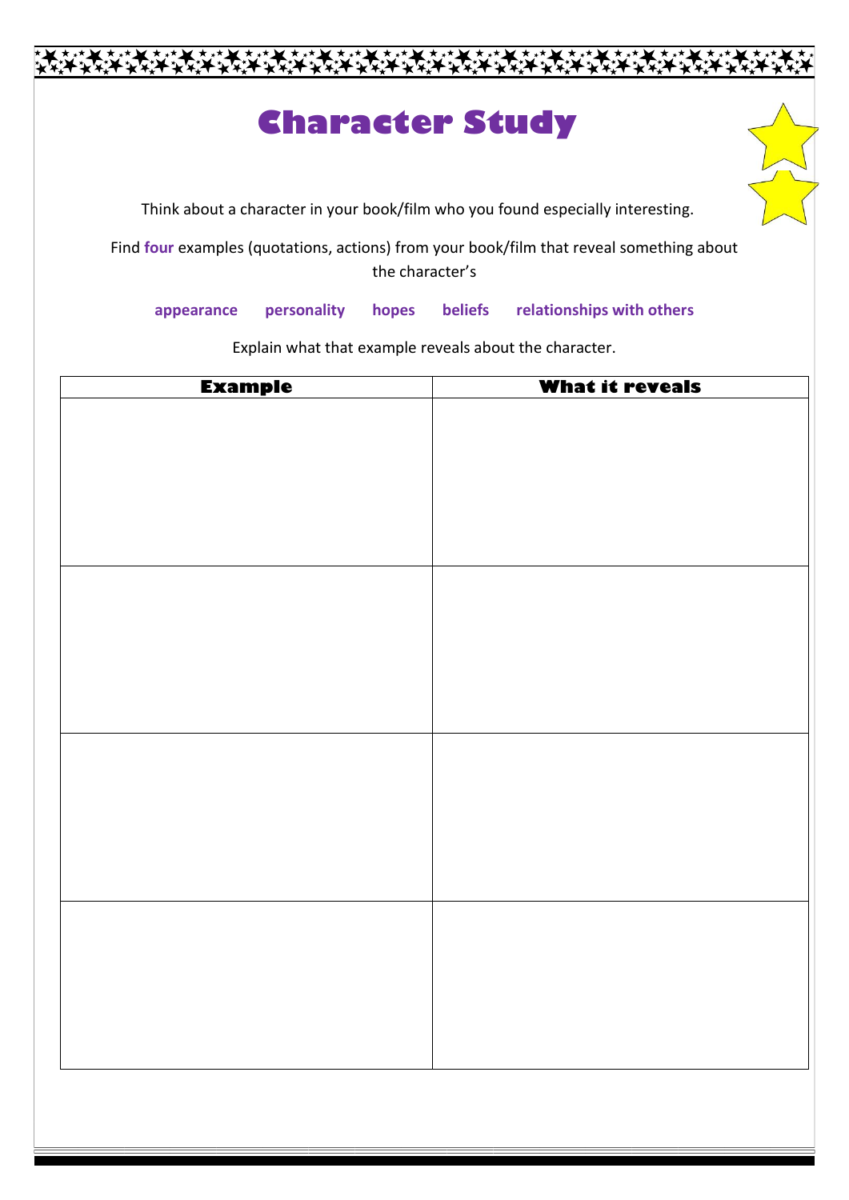# Character Study

Think about a character in your book/film who you found especially interesting.

Find **four** examples (quotations, actions) from your book/film that reveal something about the character's

**appearance** **personality** **hopes** **beliefs** **relationships with others**

Explain what that example reveals about the character.

| Example | What it reveals |
| --- | --- |
| | |
| | |
| | |
| | |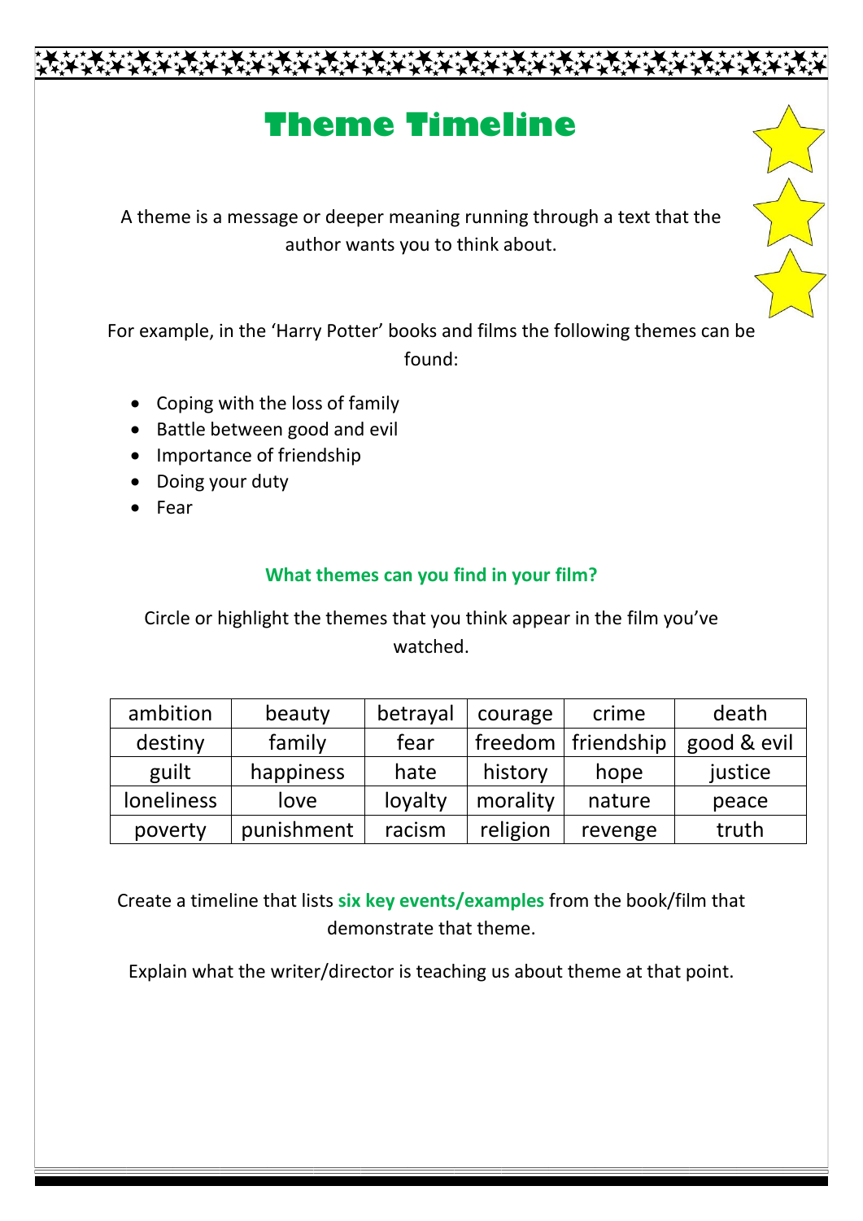# Theme Timeline

A theme is a message or deeper meaning running through a text that the author wants you to think about.

For example, in the 'Harry Potter' books and films the following themes can be found:

- Coping with the loss of family
- Battle between good and evil
- Importance of friendship
- Doing your duty
- Fear

**What themes can you find in your film?**

Circle or highlight the themes that you think appear in the film you've watched.

| ambition | beauty | betrayal | courage | crime | death |
|---|---|---|---|---|---|
| destiny | family | fear | freedom | friendship | good & evil |
| guilt | happiness | hate | history | hope | justice |
| loneliness | love | loyalty | morality | nature | peace |
| poverty | punishment | racism | religion | revenge | truth |

Create a timeline that lists **six key events/examples** from the book/film that demonstrate that theme.

Explain what the writer/director is teaching us about theme at that point.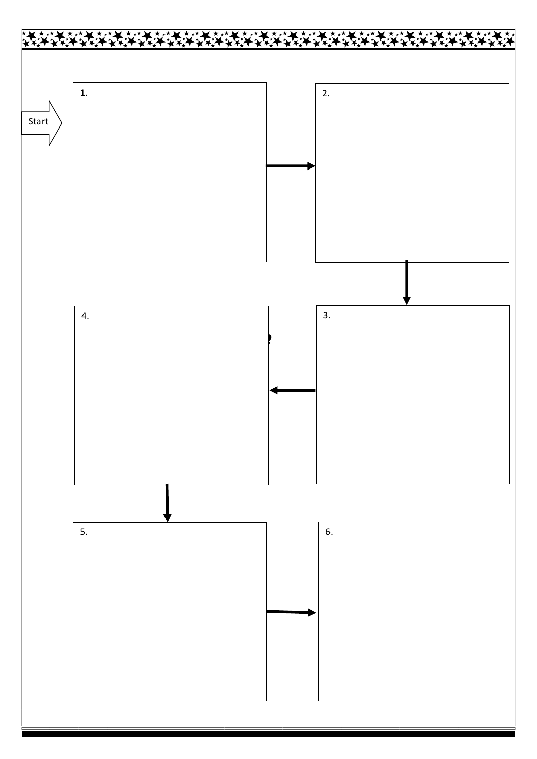Start

1.

2.

3.

4.

5.

6.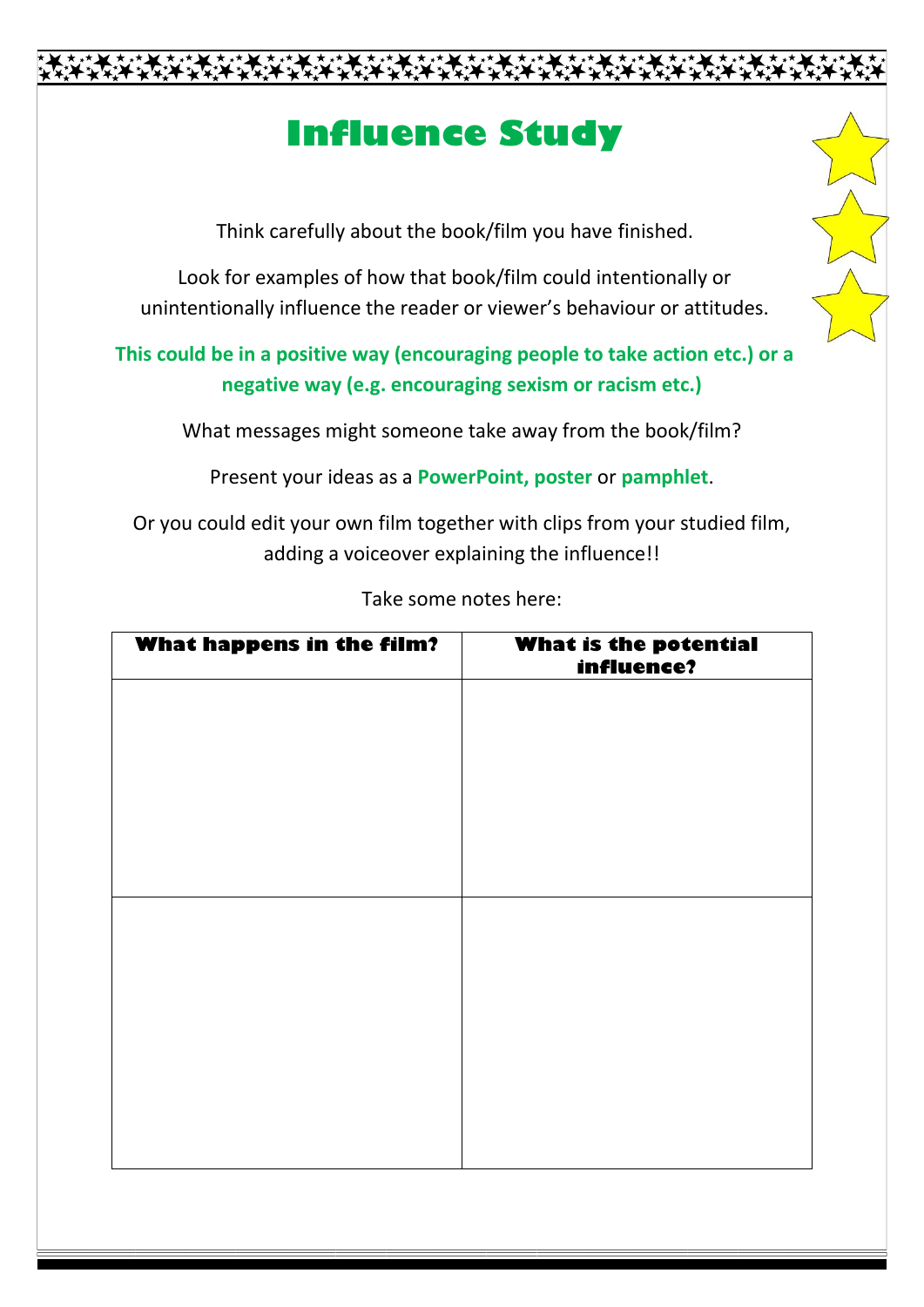# Influence Study

Think carefully about the book/film you have finished.

Look for examples of how that book/film could intentionally or unintentionally influence the reader or viewer's behaviour or attitudes.

**This could be in a positive way (encouraging people to take action etc.) or a negative way (e.g. encouraging sexism or racism etc.)**

What messages might someone take away from the book/film?

Present your ideas as a **PowerPoint, poster** or **pamphlet**.

Or you could edit your own film together with clips from your studied film, adding a voiceover explaining the influence!!

Take some notes here:

| What happens in the film? | What is the potential influence? |
|---|---|
| | |
| | |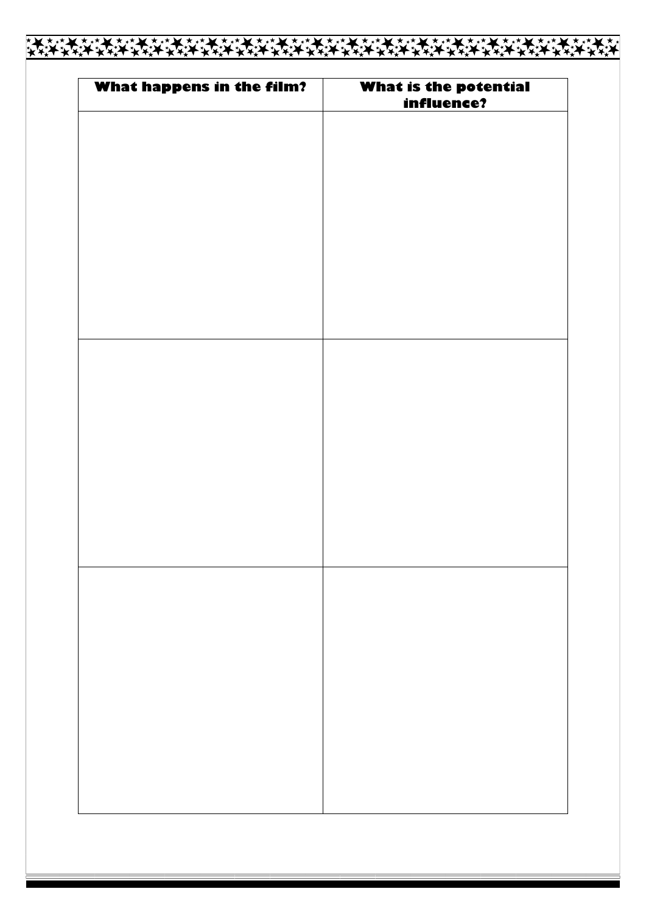| What happens in the film? | What is the potential influence? |
| --- | --- |
| | |
| | |
| | |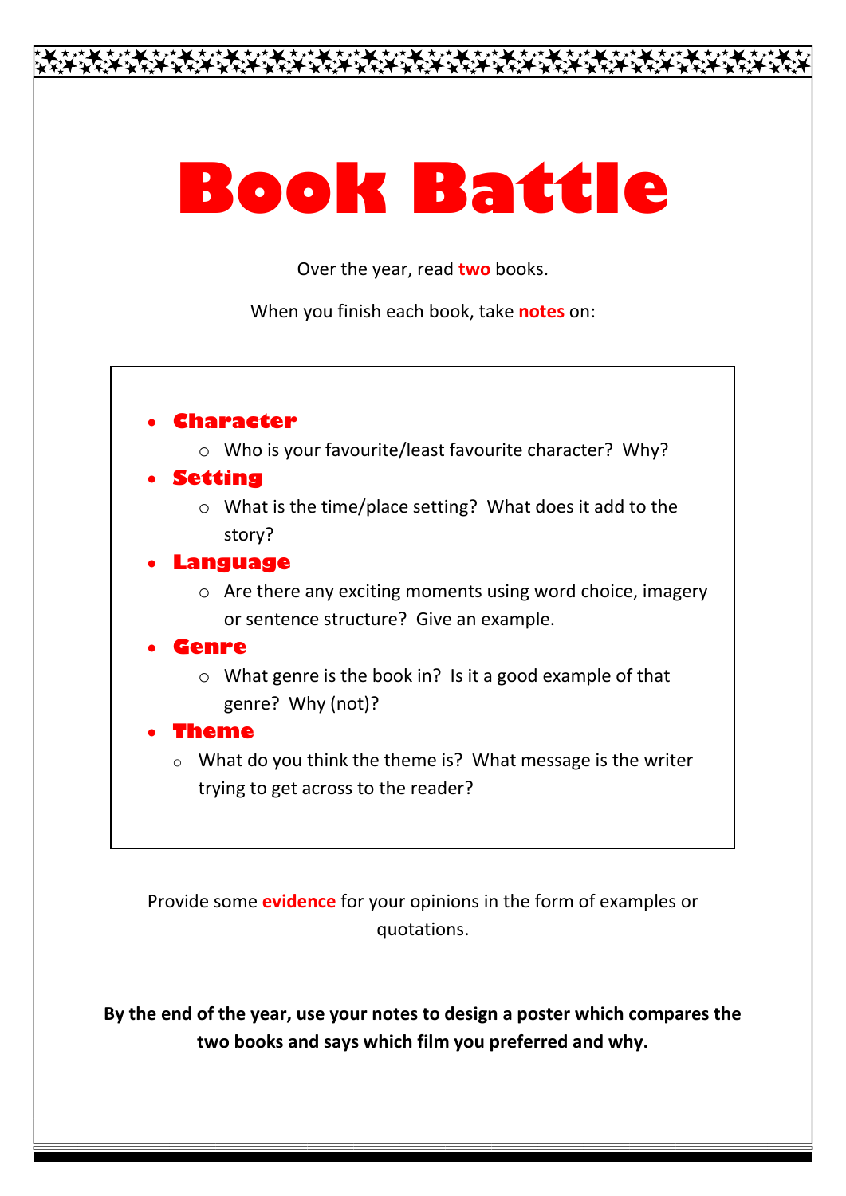# Book Battle

Over the year, read **two** books.

When you finish each book, take **notes** on:

- **Character**
  - Who is your favourite/least favourite character? Why?
- **Setting**
  - What is the time/place setting? What does it add to the story?
- **Language**
  - Are there any exciting moments using word choice, imagery or sentence structure? Give an example.
- **Genre**
  - What genre is the book in? Is it a good example of that genre? Why (not)?
- **Theme**
  - What do you think the theme is? What message is the writer trying to get across to the reader?

Provide some **evidence** for your opinions in the form of examples or quotations.

**By the end of the year, use your notes to design a poster which compares the two books and says which film you preferred and why.**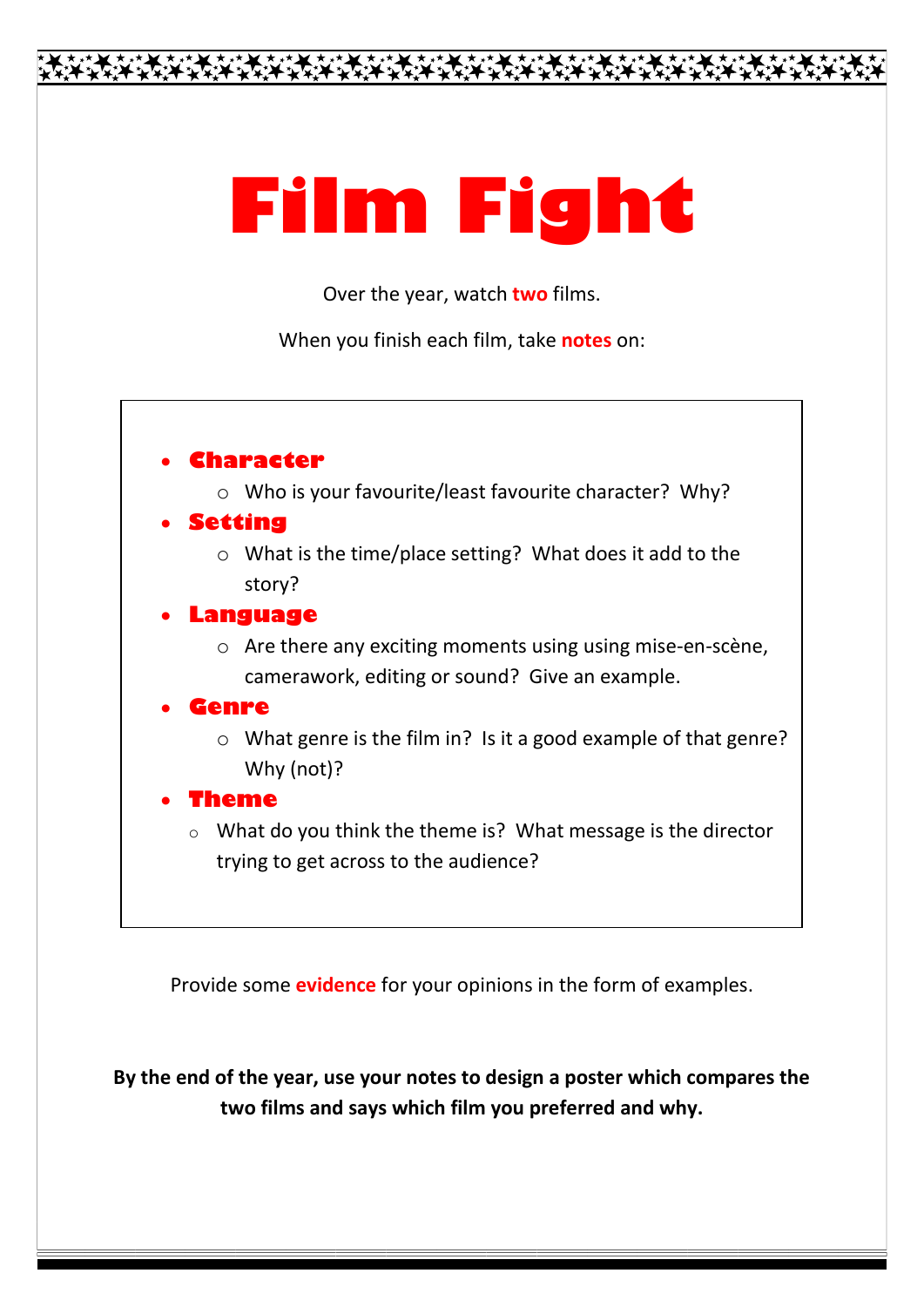# Film Fight

Over the year, watch **two** films.

When you finish each film, take **notes** on:

- **Character**
  - Who is your favourite/least favourite character? Why?
- **Setting**
  - What is the time/place setting? What does it add to the story?
- **Language**
  - Are there any exciting moments using using mise-en-scène, camerawork, editing or sound? Give an example.
- **Genre**
  - What genre is the film in? Is it a good example of that genre? Why (not)?
- **Theme**
  - What do you think the theme is? What message is the director trying to get across to the audience?

Provide some **evidence** for your opinions in the form of examples.

**By the end of the year, use your notes to design a poster which compares the two films and says which film you preferred and why.**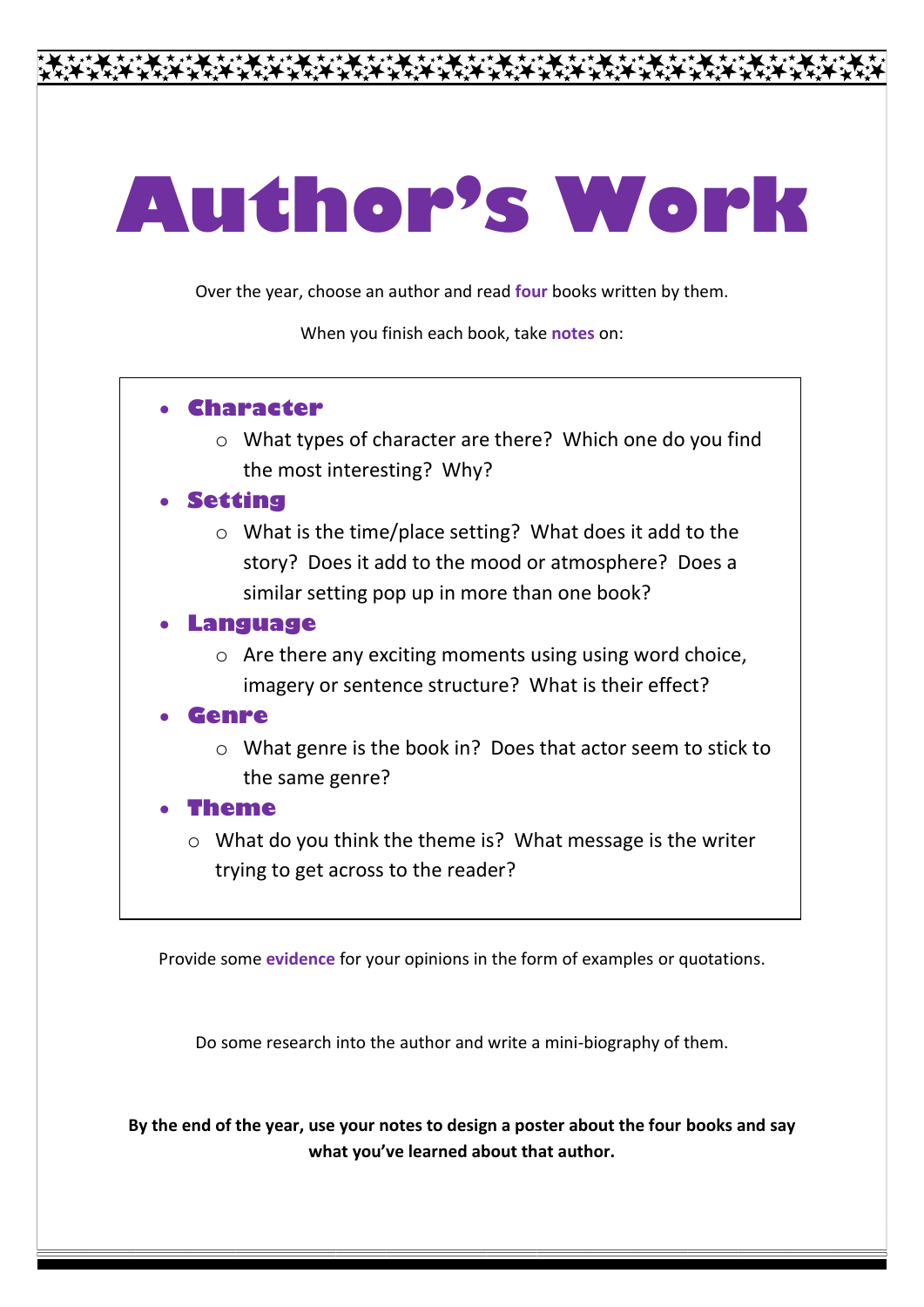# Author's Work

Over the year, choose an author and read **four** books written by them.

When you finish each book, take **notes** on:

- **Character**
  - What types of character are there? Which one do you find the most interesting? Why?
- **Setting**
  - What is the time/place setting? What does it add to the story? Does it add to the mood or atmosphere? Does a similar setting pop up in more than one book?
- **Language**
  - Are there any exciting moments using using word choice, imagery or sentence structure? What is their effect?
- **Genre**
  - What genre is the book in? Does that actor seem to stick to the same genre?
- **Theme**
  - What do you think the theme is? What message is the writer trying to get across to the reader?

Provide some **evidence** for your opinions in the form of examples or quotations.

Do some research into the author and write a mini-biography of them.

**By the end of the year, use your notes to design a poster about the four books and say what you've learned about that author.**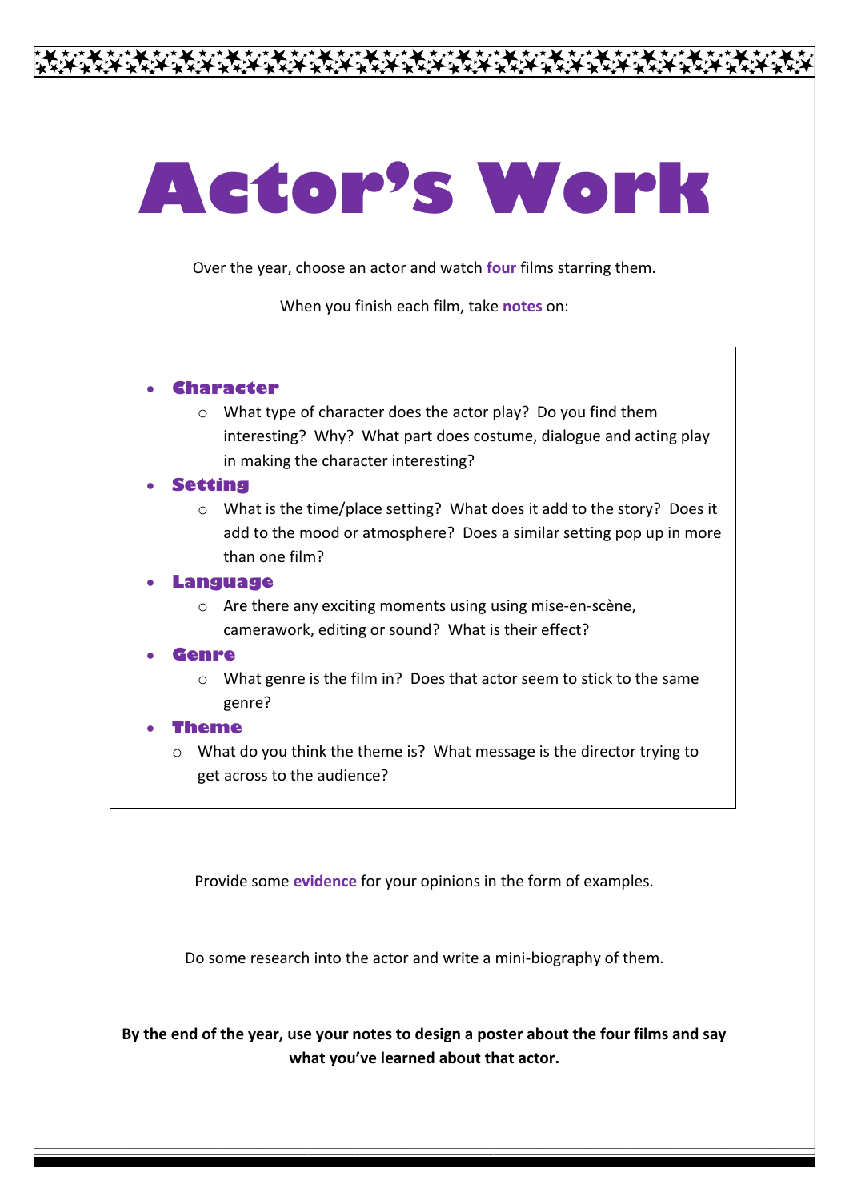# Actor's Work

Over the year, choose an actor and watch **four** films starring them.

When you finish each film, take **notes** on:

- **Character**
  - What type of character does the actor play? Do you find them interesting? Why? What part does costume, dialogue and acting play in making the character interesting?
- **Setting**
  - What is the time/place setting? What does it add to the story? Does it add to the mood or atmosphere? Does a similar setting pop up in more than one film?
- **Language**
  - Are there any exciting moments using using mise-en-scène, camerawork, editing or sound? What is their effect?
- **Genre**
  - What genre is the film in? Does that actor seem to stick to the same genre?
- **Theme**
  - What do you think the theme is? What message is the director trying to get across to the audience?

Provide some **evidence** for your opinions in the form of examples.

Do some research into the actor and write a mini-biography of them.

**By the end of the year, use your notes to design a poster about the four films and say what you've learned about that actor.**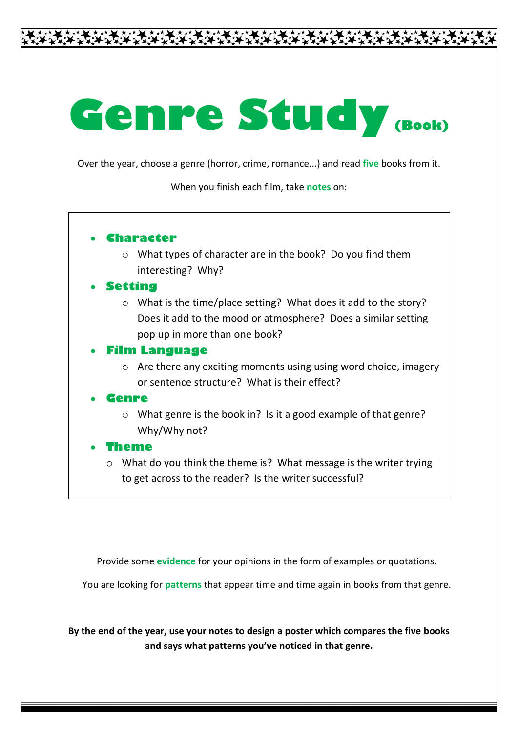# Genre Study (Book)

Over the year, choose a genre (horror, crime, romance...) and read **five** books from it.

When you finish each film, take **notes** on:

- **Character**
  - What types of character are in the book? Do you find them interesting? Why?
- **Setting**
  - What is the time/place setting? What does it add to the story? Does it add to the mood or atmosphere? Does a similar setting pop up in more than one book?
- **Film Language**
  - Are there any exciting moments using using word choice, imagery or sentence structure? What is their effect?
- **Genre**
  - What genre is the book in? Is it a good example of that genre? Why/Why not?
- **Theme**
  - What do you think the theme is? What message is the writer trying to get across to the reader? Is the writer successful?

Provide some **evidence** for your opinions in the form of examples or quotations.

You are looking for **patterns** that appear time and time again in books from that genre.

**By the end of the year, use your notes to design a poster which compares the five books and says what patterns you've noticed in that genre.**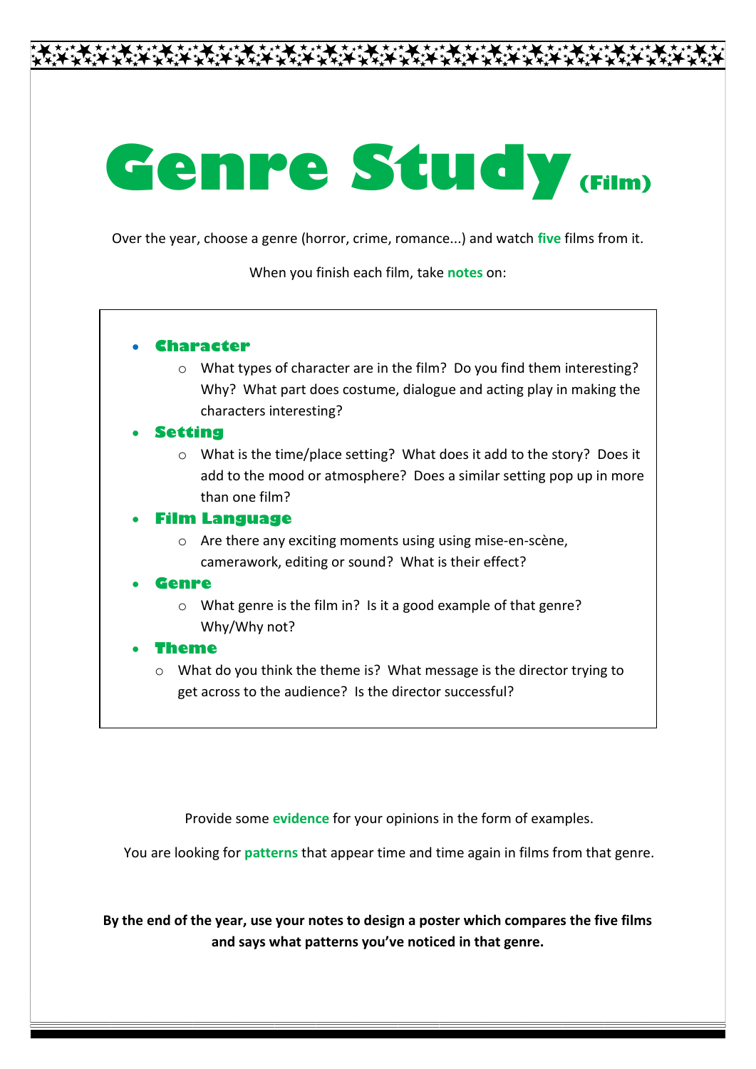# Genre Study (Film)

Over the year, choose a genre (horror, crime, romance...) and watch **five** films from it.

When you finish each film, take **notes** on:

- **Character**
    - What types of character are in the film? Do you find them interesting? Why? What part does costume, dialogue and acting play in making the characters interesting?
- **Setting**
    - What is the time/place setting? What does it add to the story? Does it add to the mood or atmosphere? Does a similar setting pop up in more than one film?
- **Film Language**
    - Are there any exciting moments using using mise-en-scène, camerawork, editing or sound? What is their effect?
- **Genre**
    - What genre is the film in? Is it a good example of that genre? Why/Why not?
- **Theme**
    - What do you think the theme is? What message is the director trying to get across to the audience? Is the director successful?

Provide some **evidence** for your opinions in the form of examples.

You are looking for **patterns** that appear time and time again in films from that genre.

**By the end of the year, use your notes to design a poster which compares the five films and says what patterns you've noticed in that genre.**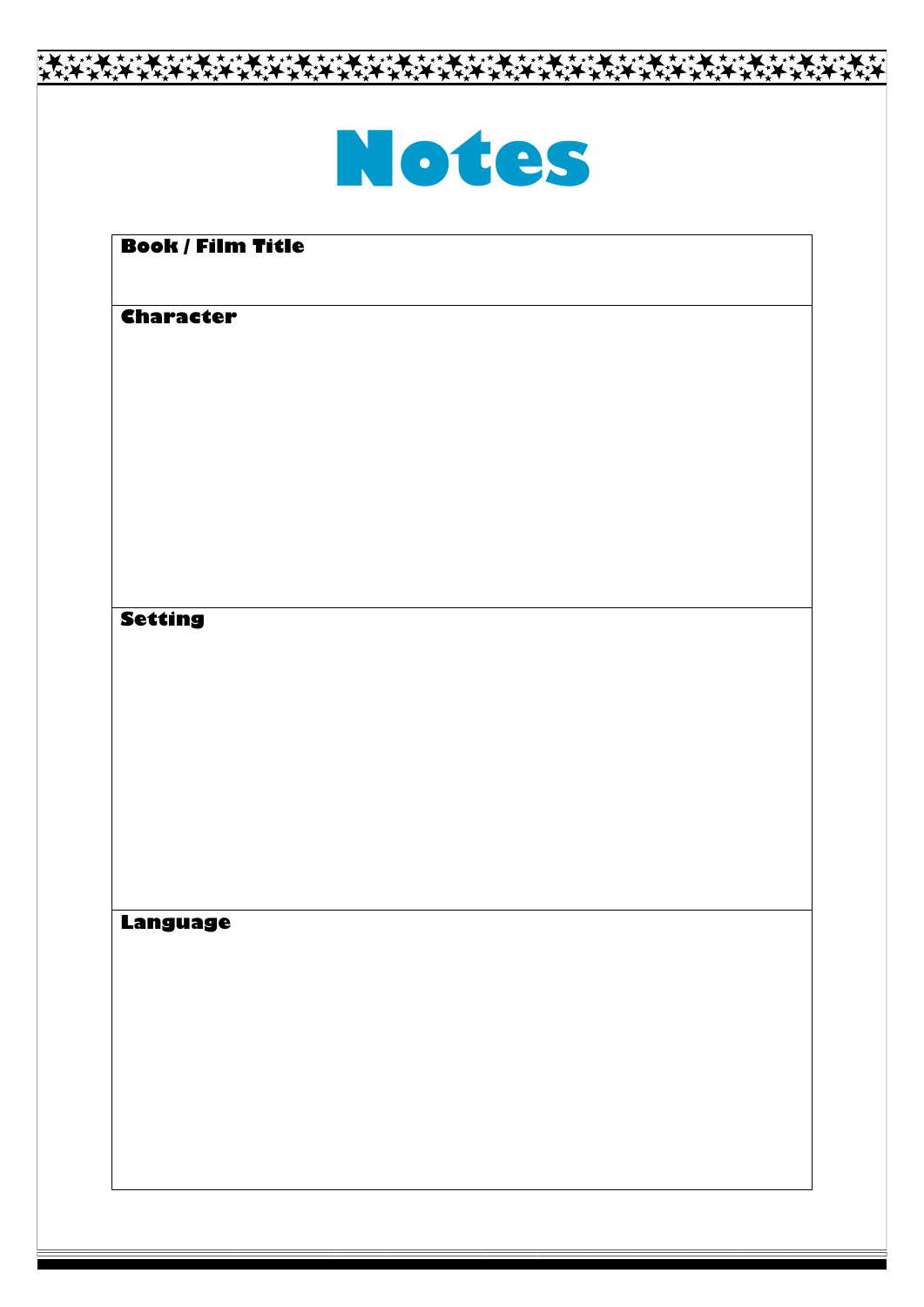# Notes

| Book / Film Title |
|---|
| |
| **Character** |
| |
| **Setting** |
| |
| **Language** |
| |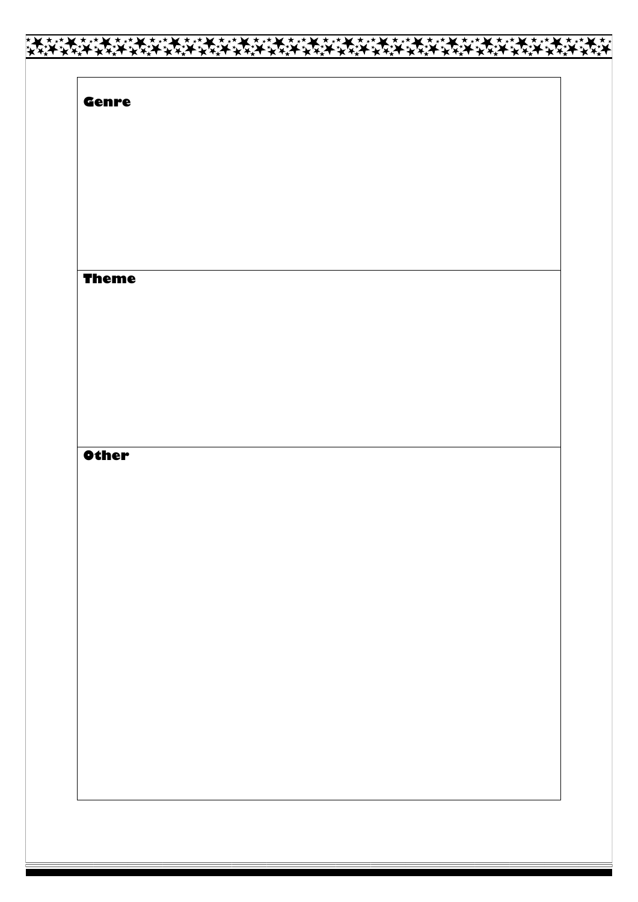**Genre**

**Theme**

**Other**